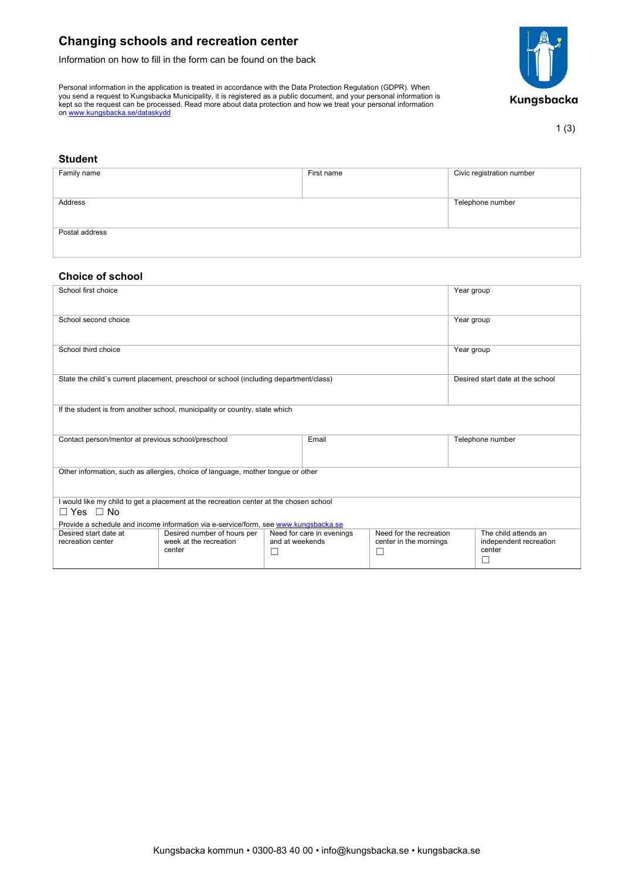# Changing schools and recreation center

Information on how to fill in the form can be found on the back

Personal information in the application is treated in accordance with the Data Protection Regulation (GDPR). When you send a request to Kungsbacka Municipality, it is registered as a public document, and your personal information is kept so the request can be processed. Read more about data protection and how we treat your personal information on www.kungsbacka.se/dataskydd

Kungsbacka

## Student

| Family name | First name | Civic registration number |
|---|---|---|
| Address | | Telephone number |
| Postal address | | |

## Choice of school

| | | |
|---|---|---|
| School first choice | | Year group |
| School second choice | | Year group |
| School third choice | | Year group |
| State the child´s current placement, preschool or school (including department/class) | | Desired start date at the school |
| If the student is from another school, municipality or country, state which | | |
| Contact person/mentor at previous school/preschool | Email | Telephone number |
| Other information, such as allergies, choice of language, mother tongue or other | | |

I would like my child to get a placement at the recreation center at the chosen school
☐ Yes ☐ No

Provide a schedule and income information via e-service/form, see www.kungsbacka.se

| Desired start date at recreation center | Desired number of hours per week at the recreation center | Need for care in evenings and at weekends ☐ | Need for the recreation center in the mornings ☐ | The child attends an independent recreation center ☐ |
|---|---|---|---|---|
| | | | | |

Kungsbacka kommun • 0300-83 40 00 • info@kungsbacka.se • kungsbacka.se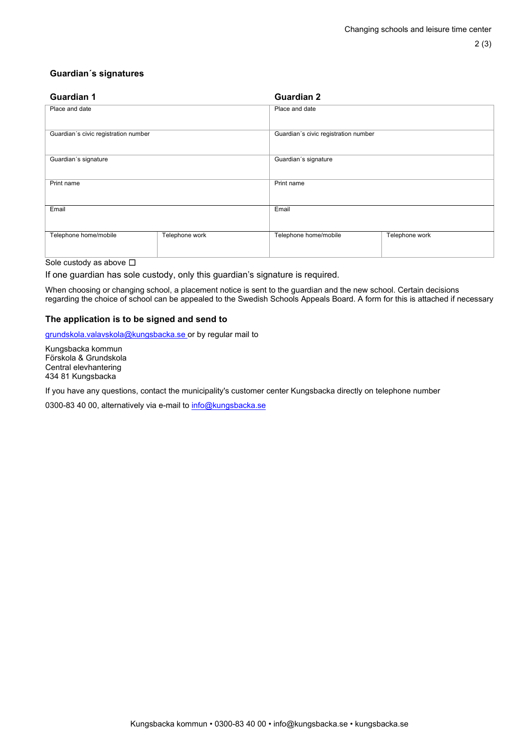### Guardian´s signatures

| Guardian 1 | | Guardian 2 | |
|---|---|---|---|
| Place and date | | Place and date | |
| Guardian´s civic registration number | | Guardian´s civic registration number | |
| Guardian´s signature | | Guardian´s signature | |
| Print name | | Print name | |
| Email | | Email | |
| Telephone home/mobile | Telephone work | Telephone home/mobile | Telephone work |

Sole custody as above ☐

If one guardian has sole custody, only this guardian's signature is required.

When choosing or changing school, a placement notice is sent to the guardian and the new school. Certain decisions regarding the choice of school can be appealed to the Swedish Schools Appeals Board. A form for this is attached if necessary

### The application is to be signed and send to

grundskola.valavskola@kungsbacka.se or by regular mail to

Kungsbacka kommun
Förskola & Grundskola
Central elevhantering
434 81 Kungsbacka

If you have any questions, contact the municipality's customer center Kungsbacka directly on telephone number

0300-83 40 00, alternatively via e-mail to info@kungsbacka.se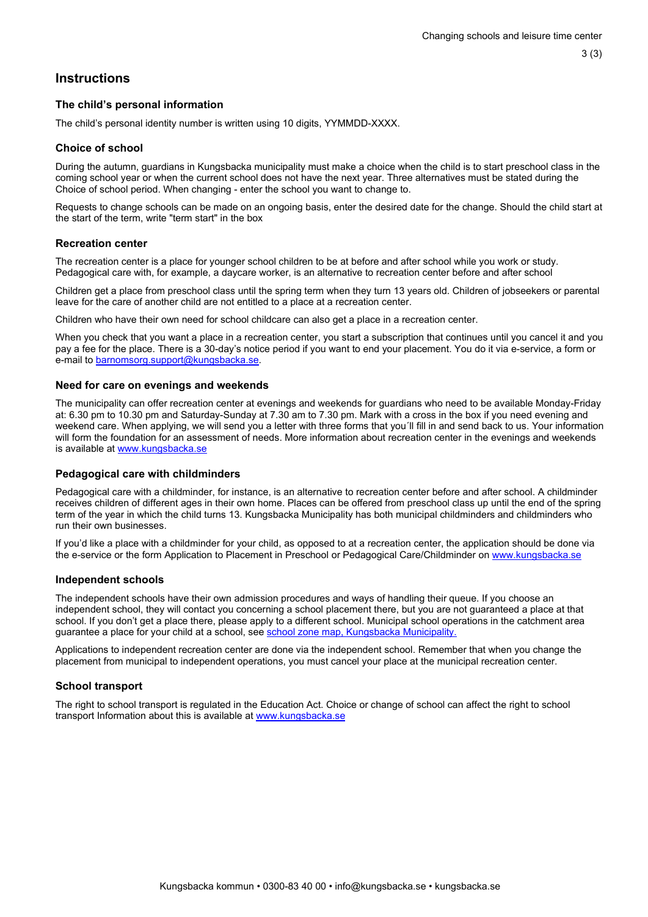## Instructions

### The child's personal information

The child's personal identity number is written using 10 digits, YYMMDD-XXXX.

### Choice of school

During the autumn, guardians in Kungsbacka municipality must make a choice when the child is to start preschool class in the coming school year or when the current school does not have the next year. Three alternatives must be stated during the Choice of school period. When changing - enter the school you want to change to.

Requests to change schools can be made on an ongoing basis, enter the desired date for the change. Should the child start at the start of the term, write "term start" in the box

### Recreation center

The recreation center is a place for younger school children to be at before and after school while you work or study. Pedagogical care with, for example, a daycare worker, is an alternative to recreation center before and after school

Children get a place from preschool class until the spring term when they turn 13 years old. Children of jobseekers or parental leave for the care of another child are not entitled to a place at a recreation center.

Children who have their own need for school childcare can also get a place in a recreation center.

When you check that you want a place in a recreation center, you start a subscription that continues until you cancel it and you pay a fee for the place. There is a 30-day's notice period if you want to end your placement. You do it via e-service, a form or e-mail to [barnomsorg.support@kungsbacka.se](mailto:barnomsorg.support@kungsbacka.se).

### Need for care on evenings and weekends

The municipality can offer recreation center at evenings and weekends for guardians who need to be available Monday-Friday at: 6.30 pm to 10.30 pm and Saturday-Sunday at 7.30 am to 7.30 pm. Mark with a cross in the box if you need evening and weekend care. When applying, we will send you a letter with three forms that you´ll fill in and send back to us. Your information will form the foundation for an assessment of needs. More information about recreation center in the evenings and weekends is available at [www.kungsbacka.se](http://www.kungsbacka.se)

### Pedagogical care with childminders

Pedagogical care with a childminder, for instance, is an alternative to recreation center before and after school. A childminder receives children of different ages in their own home. Places can be offered from preschool class up until the end of the spring term of the year in which the child turns 13. Kungsbacka Municipality has both municipal childminders and childminders who run their own businesses.

If you'd like a place with a childminder for your child, as opposed to at a recreation center, the application should be done via the e-service or the form Application to Placement in Preschool or Pedagogical Care/Childminder on [www.kungsbacka.se](http://www.kungsbacka.se)

### Independent schools

The independent schools have their own admission procedures and ways of handling their queue. If you choose an independent school, they will contact you concerning a school placement there, but you are not guaranteed a place at that school. If you don't get a place there, please apply to a different school. Municipal school operations in the catchment area guarantee a place for your child at a school, see school zone map, Kungsbacka Municipality.

Applications to independent recreation center are done via the independent school. Remember that when you change the placement from municipal to independent operations, you must cancel your place at the municipal recreation center.

### School transport

The right to school transport is regulated in the Education Act. Choice or change of school can affect the right to school transport Information about this is available at [www.kungsbacka.se](http://www.kungsbacka.se)